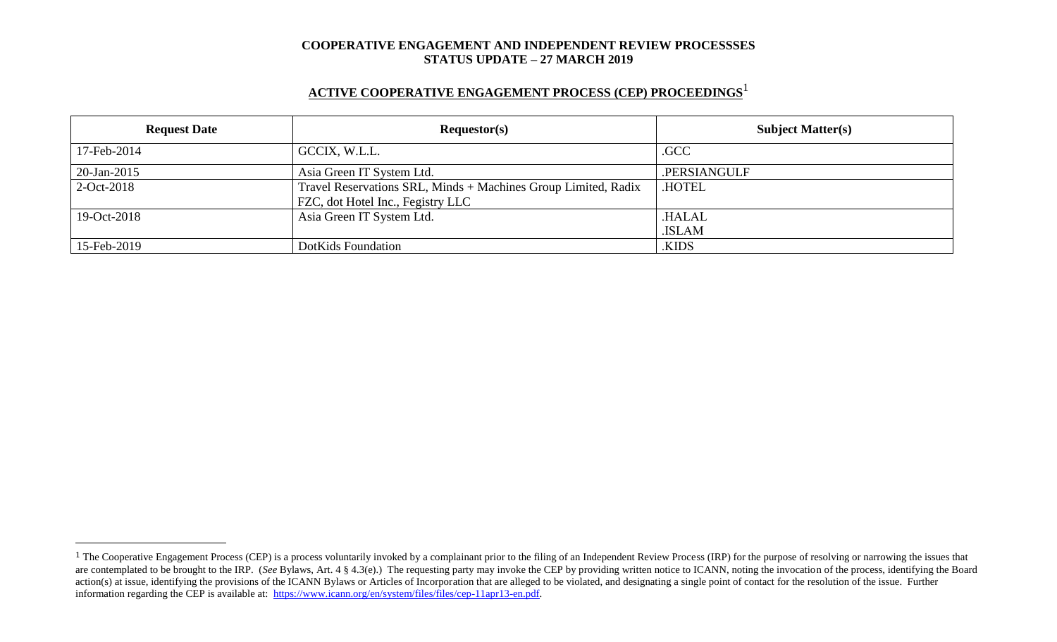**COOPERATIVE ENGAGEMENT AND INDEPENDENT REVIEW PROCESSSES**
**STATUS UPDATE – 27 MARCH 2019**

## ACTIVE COOPERATIVE ENGAGEMENT PROCESS (CEP) PROCEEDINGS[1]

| Request Date | Requestor(s) | Subject Matter(s) |
|---|---|---|
| 17-Feb-2014 | GCCIX, W.L.L. | .GCC |
| 20-Jan-2015 | Asia Green IT System Ltd. | .PERSIANGULF |
| 2-Oct-2018 | Travel Reservations SRL, Minds + Machines Group Limited, Radix FZC, dot Hotel Inc., Fegistry LLC | .HOTEL |
| 19-Oct-2018 | Asia Green IT System Ltd. | .HALAL<br>.ISLAM |
| 15-Feb-2019 | DotKids Foundation | .KIDS |

---

[1] The Cooperative Engagement Process (CEP) is a process voluntarily invoked by a complainant prior to the filing of an Independent Review Process (IRP) for the purpose of resolving or narrowing the issues that are contemplated to be brought to the IRP. (*See* Bylaws, Art. 4 § 4.3(e).) The requesting party may invoke the CEP by providing written notice to ICANN, noting the invocation of the process, identifying the Board action(s) at issue, identifying the provisions of the ICANN Bylaws or Articles of Incorporation that are alleged to be violated, and designating a single point of contact for the resolution of the issue. Further information regarding the CEP is available at: https://www.icann.org/en/system/files/files/cep-11apr13-en.pdf.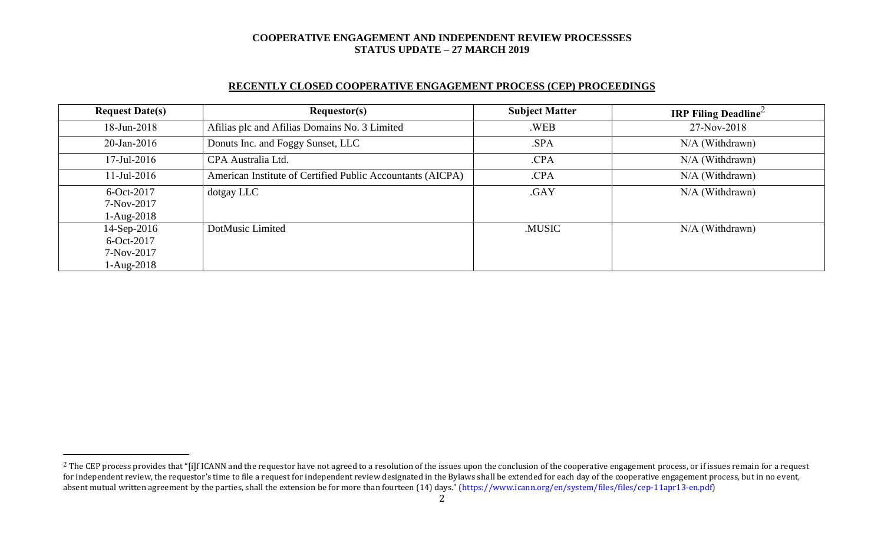**COOPERATIVE ENGAGEMENT AND INDEPENDENT REVIEW PROCESSSES**
**STATUS UPDATE – 27 MARCH 2019**

## RECENTLY CLOSED COOPERATIVE ENGAGEMENT PROCESS (CEP) PROCEEDINGS

| Request Date(s) | Requestor(s) | Subject Matter | IRP Filing Deadline[2] |
|---|---|---|---|
| 18-Jun-2018 | Afilias plc and Afilias Domains No. 3 Limited | .WEB | 27-Nov-2018 |
| 20-Jan-2016 | Donuts Inc. and Foggy Sunset, LLC | .SPA | N/A (Withdrawn) |
| 17-Jul-2016 | CPA Australia Ltd. | .CPA | N/A (Withdrawn) |
| 11-Jul-2016 | American Institute of Certified Public Accountants (AICPA) | .CPA | N/A (Withdrawn) |
| 6-Oct-2017<br>7-Nov-2017<br>1-Aug-2018 | dotgay LLC | .GAY | N/A (Withdrawn) |
| 14-Sep-2016<br>6-Oct-2017<br>7-Nov-2017<br>1-Aug-2018 | DotMusic Limited | .MUSIC | N/A (Withdrawn) |

---

[2] The CEP process provides that "[i]f ICANN and the requestor have not agreed to a resolution of the issues upon the conclusion of the cooperative engagement process, or if issues remain for a request for independent review, the requestor's time to file a request for independent review designated in the Bylaws shall be extended for each day of the cooperative engagement process, but in no event, absent mutual written agreement by the parties, shall the extension be for more than fourteen (14) days." (https://www.icann.org/en/system/files/files/cep-11apr13-en.pdf)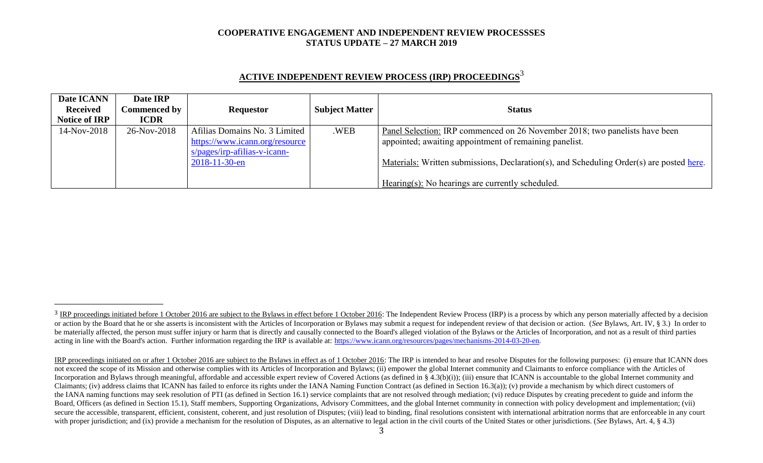**COOPERATIVE ENGAGEMENT AND INDEPENDENT REVIEW PROCESSSES**
**STATUS UPDATE – 27 MARCH 2019**

## ACTIVE INDEPENDENT REVIEW PROCESS (IRP) PROCEEDINGS[3]

| Date ICANN Received Notice of IRP | Date IRP Commenced by ICDR | Requestor | Subject Matter | Status |
|---|---|---|---|---|
| 14-Nov-2018 | 26-Nov-2018 | Afilias Domains No. 3 Limited https://www.icann.org/resources/pages/irp-afilias-v-icann-2018-11-30-en | .WEB | Panel Selection: IRP commenced on 26 November 2018; two panelists have been appointed; awaiting appointment of remaining panelist.<br><br>Materials: Written submissions, Declaration(s), and Scheduling Order(s) are posted here.<br><br>Hearing(s): No hearings are currently scheduled. |

[3] IRP proceedings initiated before 1 October 2016 are subject to the Bylaws in effect before 1 October 2016: The Independent Review Process (IRP) is a process by which any person materially affected by a decision or action by the Board that he or she asserts is inconsistent with the Articles of Incorporation or Bylaws may submit a request for independent review of that decision or action. (*See* Bylaws, Art. IV, § 3.) In order to be materially affected, the person must suffer injury or harm that is directly and causally connected to the Board's alleged violation of the Bylaws or the Articles of Incorporation, and not as a result of third parties acting in line with the Board's action. Further information regarding the IRP is available at: https://www.icann.org/resources/pages/mechanisms-2014-03-20-en.

IRP proceedings initiated on or after 1 October 2016 are subject to the Bylaws in effect as of 1 October 2016: The IRP is intended to hear and resolve Disputes for the following purposes: (i) ensure that ICANN does not exceed the scope of its Mission and otherwise complies with its Articles of Incorporation and Bylaws; (ii) empower the global Internet community and Claimants to enforce compliance with the Articles of Incorporation and Bylaws through meaningful, affordable and accessible expert review of Covered Actions (as defined in § 4.3(b)(i)); (iii) ensure that ICANN is accountable to the global Internet community and Claimants; (iv) address claims that ICANN has failed to enforce its rights under the IANA Naming Function Contract (as defined in Section 16.3(a)); (v) provide a mechanism by which direct customers of the IANA naming functions may seek resolution of PTI (as defined in Section 16.1) service complaints that are not resolved through mediation; (vi) reduce Disputes by creating precedent to guide and inform the Board, Officers (as defined in Section 15.1), Staff members, Supporting Organizations, Advisory Committees, and the global Internet community in connection with policy development and implementation; (vii) secure the accessible, transparent, efficient, consistent, coherent, and just resolution of Disputes; (viii) lead to binding, final resolutions consistent with international arbitration norms that are enforceable in any court with proper jurisdiction; and (ix) provide a mechanism for the resolution of Disputes, as an alternative to legal action in the civil courts of the United States or other jurisdictions. (*See* Bylaws, Art. 4, § 4.3)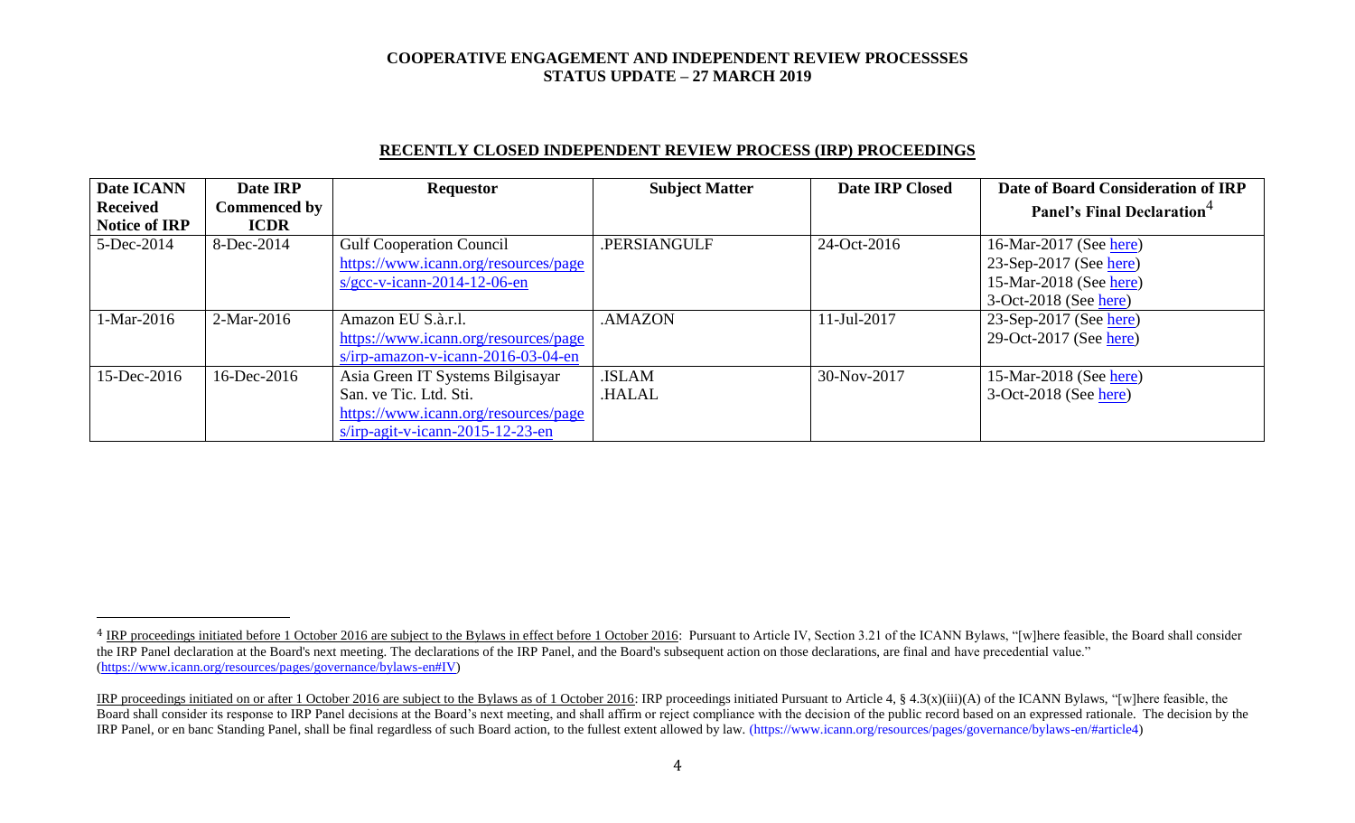**COOPERATIVE ENGAGEMENT AND INDEPENDENT REVIEW PROCESSSES**
**STATUS UPDATE – 27 MARCH 2019**

## RECENTLY CLOSED INDEPENDENT REVIEW PROCESS (IRP) PROCEEDINGS

| Date ICANN Received Notice of IRP | Date IRP Commenced by ICDR | Requestor | Subject Matter | Date IRP Closed | Date of Board Consideration of IRP Panel's Final Declaration[4] |
|---|---|---|---|---|---|
| 5-Dec-2014 | 8-Dec-2014 | Gulf Cooperation Council https://www.icann.org/resources/pages/gcc-v-icann-2014-12-06-en | .PERSIANGULF | 24-Oct-2016 | 16-Mar-2017 (See here) 23-Sep-2017 (See here) 15-Mar-2018 (See here) 3-Oct-2018 (See here) |
| 1-Mar-2016 | 2-Mar-2016 | Amazon EU S.à.r.l. https://www.icann.org/resources/pages/irp-amazon-v-icann-2016-03-04-en | .AMAZON | 11-Jul-2017 | 23-Sep-2017 (See here) 29-Oct-2017 (See here) |
| 15-Dec-2016 | 16-Dec-2016 | Asia Green IT Systems Bilgisayar San. ve Tic. Ltd. Sti. https://www.icann.org/resources/pages/irp-agit-v-icann-2015-12-23-en | .ISLAM .HALAL | 30-Nov-2017 | 15-Mar-2018 (See here) 3-Oct-2018 (See here) |

[4] IRP proceedings initiated before 1 October 2016 are subject to the Bylaws in effect before 1 October 2016: Pursuant to Article IV, Section 3.21 of the ICANN Bylaws, "[w]here feasible, the Board shall consider the IRP Panel declaration at the Board's next meeting. The declarations of the IRP Panel, and the Board's subsequent action on those declarations, are final and have precedential value." (https://www.icann.org/resources/pages/governance/bylaws-en#IV)

IRP proceedings initiated on or after 1 October 2016 are subject to the Bylaws as of 1 October 2016: IRP proceedings initiated Pursuant to Article 4, § 4.3(x)(iii)(A) of the ICANN Bylaws, "[w]here feasible, the Board shall consider its response to IRP Panel decisions at the Board's next meeting, and shall affirm or reject compliance with the decision of the public record based on an expressed rationale. The decision by the IRP Panel, or en banc Standing Panel, shall be final regardless of such Board action, to the fullest extent allowed by law. (https://www.icann.org/resources/pages/governance/bylaws-en/#article4)